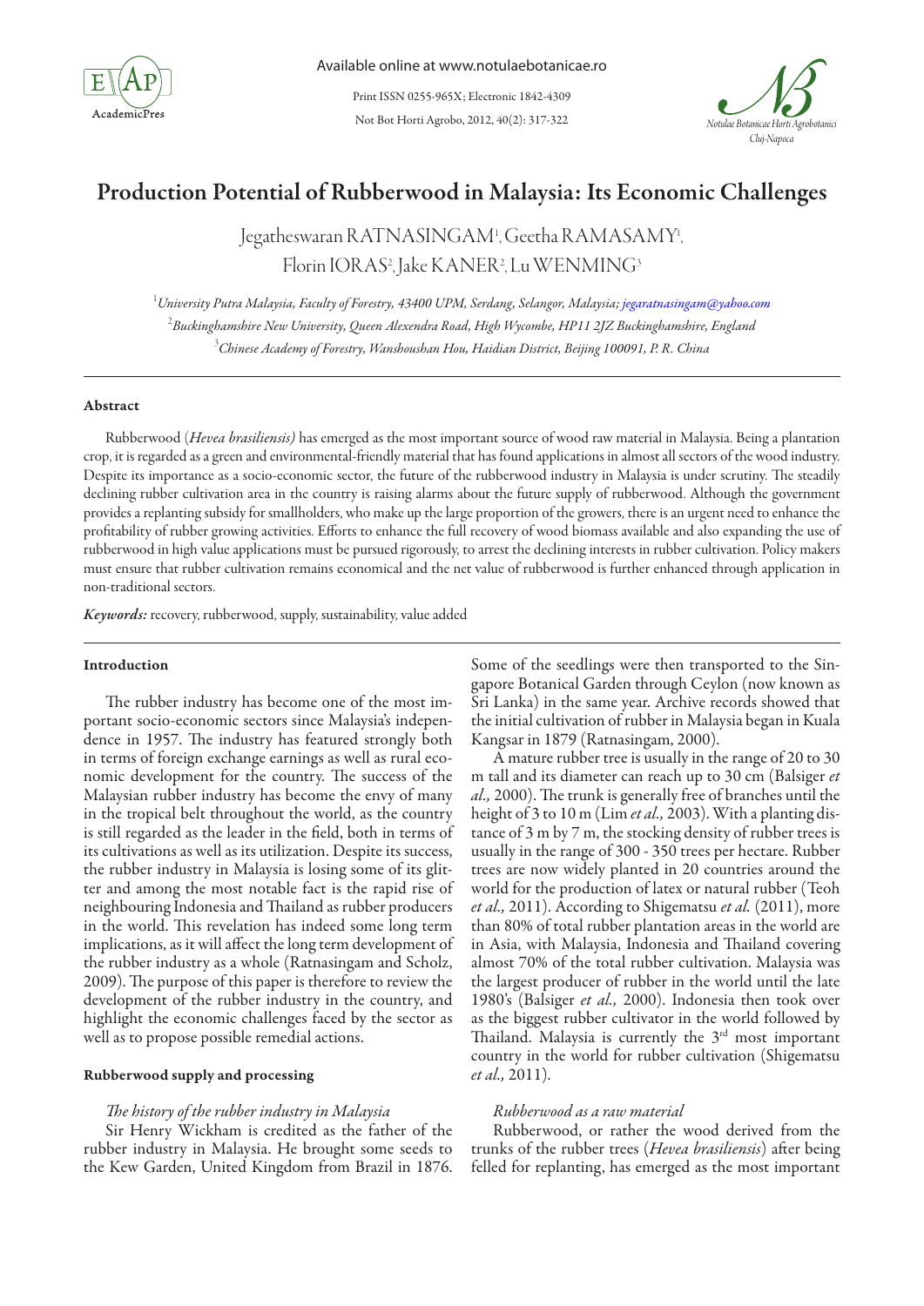# Production Potential of Rubberwood in Malaysia: Its Economic Challenges

Jegatheswaran RATNASINGAM[1], Geetha RAMASAMY[1], Florin IORAS[2], Jake KANER[2], Lu WENMING[3]

[1] *University Putra Malaysia, Faculty of Forestry, 43400 UPM, Serdang, Selangor, Malaysia; jegaratnasingam@yahoo.com*
[2] *Buckinghamshire New University, Queen Alexendra Road, High Wycombe, HP11 2JZ Buckinghamshire, England*
[3] *Chinese Academy of Forestry, Wanshoushan Hou, Haidian District, Beijing 100091, P. R. China*

## Abstract

Rubberwood (*Hevea brasiliensis)* has emerged as the most important source of wood raw material in Malaysia. Being a plantation crop, it is regarded as a green and environmental-friendly material that has found applications in almost all sectors of the wood industry. Despite its importance as a socio-economic sector, the future of the rubberwood industry in Malaysia is under scrutiny. The steadily declining rubber cultivation area in the country is raising alarms about the future supply of rubberwood. Although the government provides a replanting subsidy for smallholders, who make up the large proportion of the growers, there is an urgent need to enhance the profitability of rubber growing activities. Efforts to enhance the full recovery of wood biomass available and also expanding the use of rubberwood in high value applications must be pursued rigorously, to arrest the declining interests in rubber cultivation. Policy makers must ensure that rubber cultivation remains economical and the net value of rubberwood is further enhanced through application in non-traditional sectors.

***Keywords:*** recovery, rubberwood, supply, sustainability, value added

## Introduction

The rubber industry has become one of the most important socio-economic sectors since Malaysia's independence in 1957. The industry has featured strongly both in terms of foreign exchange earnings as well as rural economic development for the country. The success of the Malaysian rubber industry has become the envy of many in the tropical belt throughout the world, as the country is still regarded as the leader in the field, both in terms of its cultivations as well as its utilization. Despite its success, the rubber industry in Malaysia is losing some of its glitter and among the most notable fact is the rapid rise of neighbouring Indonesia and Thailand as rubber producers in the world. This revelation has indeed some long term implications, as it will affect the long term development of the rubber industry as a whole (Ratnasingam and Scholz, 2009). The purpose of this paper is therefore to review the development of the rubber industry in the country, and highlight the economic challenges faced by the sector as well as to propose possible remedial actions.

## Rubberwood supply and processing

### *The history of the rubber industry in Malaysia*

Sir Henry Wickham is credited as the father of the rubber industry in Malaysia. He brought some seeds to the Kew Garden, United Kingdom from Brazil in 1876. Some of the seedlings were then transported to the Singapore Botanical Garden through Ceylon (now known as Sri Lanka) in the same year. Archive records showed that the initial cultivation of rubber in Malaysia began in Kuala Kangsar in 1879 (Ratnasingam, 2000).

A mature rubber tree is usually in the range of 20 to 30 m tall and its diameter can reach up to 30 cm (Balsiger *et al.,* 2000). The trunk is generally free of branches until the height of 3 to 10 m (Lim *et al.,* 2003). With a planting distance of 3 m by 7 m, the stocking density of rubber trees is usually in the range of 300 - 350 trees per hectare. Rubber trees are now widely planted in 20 countries around the world for the production of latex or natural rubber (Teoh *et al.,* 2011). According to Shigematsu *et al.* (2011), more than 80% of total rubber plantation areas in the world are in Asia, with Malaysia, Indonesia and Thailand covering almost 70% of the total rubber cultivation. Malaysia was the largest producer of rubber in the world until the late 1980's (Balsiger *et al.,* 2000). Indonesia then took over as the biggest rubber cultivator in the world followed by Thailand. Malaysia is currently the 3rd most important country in the world for rubber cultivation (Shigematsu *et al.,* 2011).

### *Rubberwood as a raw material*

Rubberwood, or rather the wood derived from the trunks of the rubber trees (*Hevea brasiliensis*) after being felled for replanting, has emerged as the most important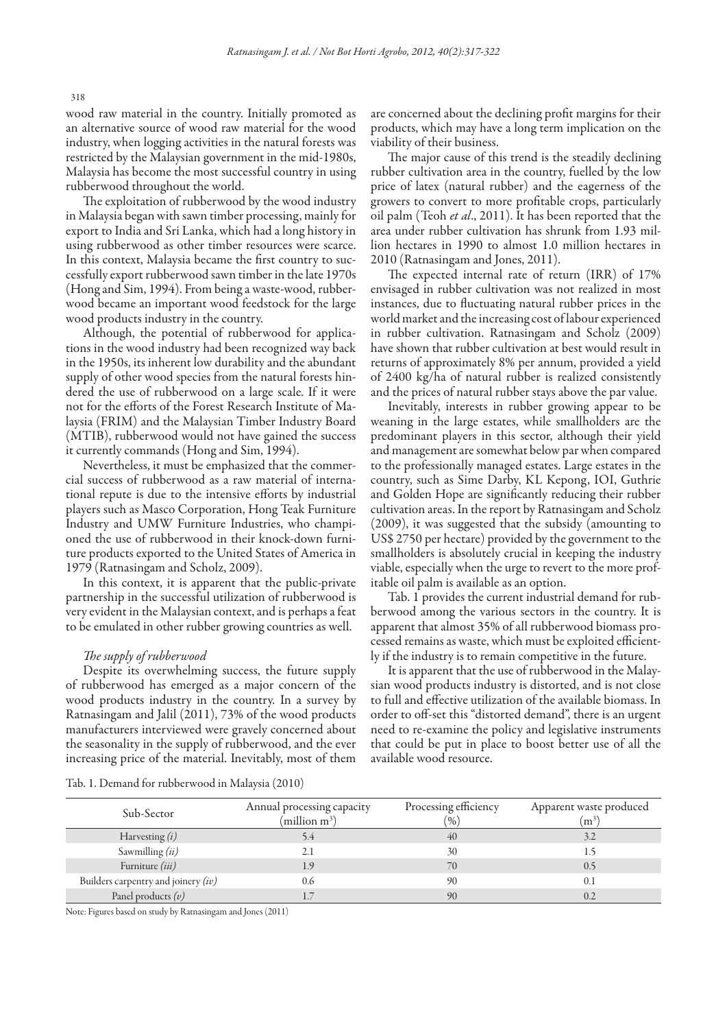wood raw material in the country. Initially promoted as an alternative source of wood raw material for the wood industry, when logging activities in the natural forests was restricted by the Malaysian government in the mid-1980s, Malaysia has become the most successful country in using rubberwood throughout the world.

The exploitation of rubberwood by the wood industry in Malaysia began with sawn timber processing, mainly for export to India and Sri Lanka, which had a long history in using rubberwood as other timber resources were scarce. In this context, Malaysia became the first country to successfully export rubberwood sawn timber in the late 1970s (Hong and Sim, 1994). From being a waste-wood, rubberwood became an important wood feedstock for the large wood products industry in the country.

Although, the potential of rubberwood for applications in the wood industry had been recognized way back in the 1950s, its inherent low durability and the abundant supply of other wood species from the natural forests hindered the use of rubberwood on a large scale. If it were not for the efforts of the Forest Research Institute of Malaysia (FRIM) and the Malaysian Timber Industry Board (MTIB), rubberwood would not have gained the success it currently commands (Hong and Sim, 1994).

Nevertheless, it must be emphasized that the commercial success of rubberwood as a raw material of international repute is due to the intensive efforts by industrial players such as Masco Corporation, Hong Teak Furniture Industry and UMW Furniture Industries, who championed the use of rubberwood in their knock-down furniture products exported to the United States of America in 1979 (Ratnasingam and Scholz, 2009).

In this context, it is apparent that the public-private partnership in the successful utilization of rubberwood is very evident in the Malaysian context, and is perhaps a feat to be emulated in other rubber growing countries as well.

*The supply of rubberwood*

Despite its overwhelming success, the future supply of rubberwood has emerged as a major concern of the wood products industry in the country. In a survey by Ratnasingam and Jalil (2011), 73% of the wood products manufacturers interviewed were gravely concerned about the seasonality in the supply of rubberwood, and the ever increasing price of the material. Inevitably, most of them are concerned about the declining profit margins for their products, which may have a long term implication on the viability of their business.

The major cause of this trend is the steadily declining rubber cultivation area in the country, fuelled by the low price of latex (natural rubber) and the eagerness of the growers to convert to more profitable crops, particularly oil palm (Teoh *et al*., 2011). It has been reported that the area under rubber cultivation has shrunk from 1.93 million hectares in 1990 to almost 1.0 million hectares in 2010 (Ratnasingam and Jones, 2011).

The expected internal rate of return (IRR) of 17% envisaged in rubber cultivation was not realized in most instances, due to fluctuating natural rubber prices in the world market and the increasing cost of labour experienced in rubber cultivation. Ratnasingam and Scholz (2009) have shown that rubber cultivation at best would result in returns of approximately 8% per annum, provided a yield of 2400 kg/ha of natural rubber is realized consistently and the prices of natural rubber stays above the par value.

Inevitably, interests in rubber growing appear to be weaning in the large estates, while smallholders are the predominant players in this sector, although their yield and management are somewhat below par when compared to the professionally managed estates. Large estates in the country, such as Sime Darby, KL Kepong, IOI, Guthrie and Golden Hope are significantly reducing their rubber cultivation areas. In the report by Ratnasingam and Scholz (2009), it was suggested that the subsidy (amounting to US$ 2750 per hectare) provided by the government to the smallholders is absolutely crucial in keeping the industry viable, especially when the urge to revert to the more profitable oil palm is available as an option.

Tab. 1 provides the current industrial demand for rubberwood among the various sectors in the country. It is apparent that almost 35% of all rubberwood biomass processed remains as waste, which must be exploited efficiently if the industry is to remain competitive in the future.

It is apparent that the use of rubberwood in the Malaysian wood products industry is distorted, and is not close to full and effective utilization of the available biomass. In order to off-set this "distorted demand", there is an urgent need to re-examine the policy and legislative instruments that could be put in place to boost better use of all the available wood resource.

Tab. 1. Demand for rubberwood in Malaysia (2010)

| Sub-Sector | Annual processing capacity (million $m^3$) | Processing efficiency (%) | Apparent waste produced ($m^3$) |
|---|---|---|---|
| Harvesting *(i)* | 5.4 | 40 | 3.2 |
| Sawmilling *(ii)* | 2.1 | 30 | 1.5 |
| Furniture *(iii)* | 1.9 | 70 | 0.5 |
| Builders carpentry and joinery *(iv)* | 0.6 | 90 | 0.1 |
| Panel products *(v)* | 1.7 | 90 | 0.2 |

Note: Figures based on study by Ratnasingam and Jones (2011)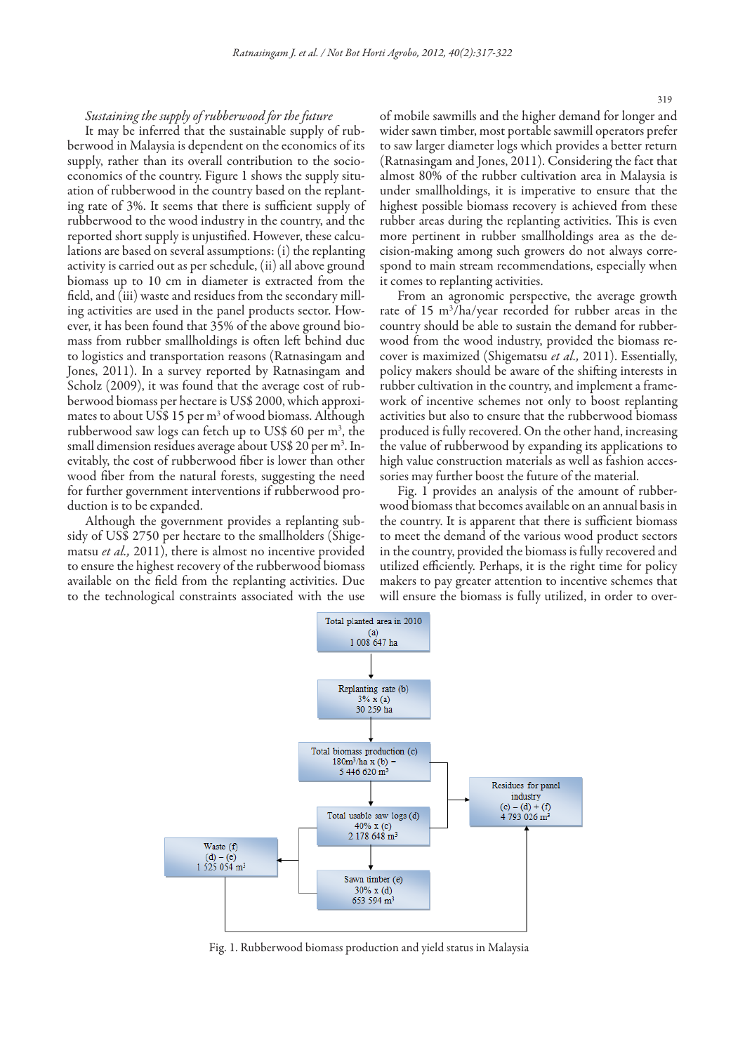*Sustaining the supply of rubberwood for the future*

It may be inferred that the sustainable supply of rubberwood in Malaysia is dependent on the economics of its supply, rather than its overall contribution to the socio-economics of the country. Figure 1 shows the supply situation of rubberwood in the country based on the replanting rate of 3%. It seems that there is sufficient supply of rubberwood to the wood industry in the country, and the reported short supply is unjustified. However, these calculations are based on several assumptions: (i) the replanting activity is carried out as per schedule, (ii) all above ground biomass up to 10 cm in diameter is extracted from the field, and (iii) waste and residues from the secondary milling activities are used in the panel products sector. However, it has been found that 35% of the above ground biomass from rubber smallholdings is often left behind due to logistics and transportation reasons (Ratnasingam and Jones, 2011). In a survey reported by Ratnasingam and Scholz (2009), it was found that the average cost of rubberwood biomass per hectare is US$ 2000, which approximates to about US$ 15 per m$^3$ of wood biomass. Although rubberwood saw logs can fetch up to US$ 60 per m$^3$, the small dimension residues average about US$ 20 per m$^3$. Inevitably, the cost of rubberwood fiber is lower than other wood fiber from the natural forests, suggesting the need for further government interventions if rubberwood production is to be expanded.

Although the government provides a replanting subsidy of US$ 2750 per hectare to the smallholders (Shigematsu *et al.,* 2011), there is almost no incentive provided to ensure the highest recovery of the rubberwood biomass available on the field from the replanting activities. Due to the technological constraints associated with the use of mobile sawmills and the higher demand for longer and wider sawn timber, most portable sawmill operators prefer to saw larger diameter logs which provides a better return (Ratnasingam and Jones, 2011). Considering the fact that almost 80% of the rubber cultivation area in Malaysia is under smallholdings, it is imperative to ensure that the highest possible biomass recovery is achieved from these rubber areas during the replanting activities. This is even more pertinent in rubber smallholdings area as the decision-making among such growers do not always correspond to main stream recommendations, especially when it comes to replanting activities.

From an agronomic perspective, the average growth rate of 15 m$^3$/ha/year recorded for rubber areas in the country should be able to sustain the demand for rubberwood from the wood industry, provided the biomass recover is maximized (Shigematsu *et al.,* 2011). Essentially, policy makers should be aware of the shifting interests in rubber cultivation in the country, and implement a framework of incentive schemes not only to boost replanting activities but also to ensure that the rubberwood biomass produced is fully recovered. On the other hand, increasing the value of rubberwood by expanding its applications to high value construction materials as well as fashion accessories may further boost the future of the material.

Fig. 1 provides an analysis of the amount of rubberwood biomass that becomes available on an annual basis in the country. It is apparent that there is sufficient biomass to meet the demand of the various wood product sectors in the country, provided the biomass is fully recovered and utilized efficiently. Perhaps, it is the right time for policy makers to pay greater attention to incentive schemes that will ensure the biomass is fully utilized, in order to over-

Total planted area in 2010 (a): 1 008 647 ha
→ Replanting rate (b): 3% x (a) = 30 259 ha
→ Total biomass production (c): 180m$^3$/ha x (b) = 5 446 620 m$^3$
→ Total usable saw logs (d): 40% x (c) = 2 178 648 m$^3$
→ Sawn timber (e): 30% x (d) = 653 594 m$^3$
Waste (f): (d) – (e) = 1 525 054 m$^3$
Residues for panel industry: (c) – (d) + (f) = 4 793 026 m$^3$

Fig. 1. Rubberwood biomass production and yield status in Malaysia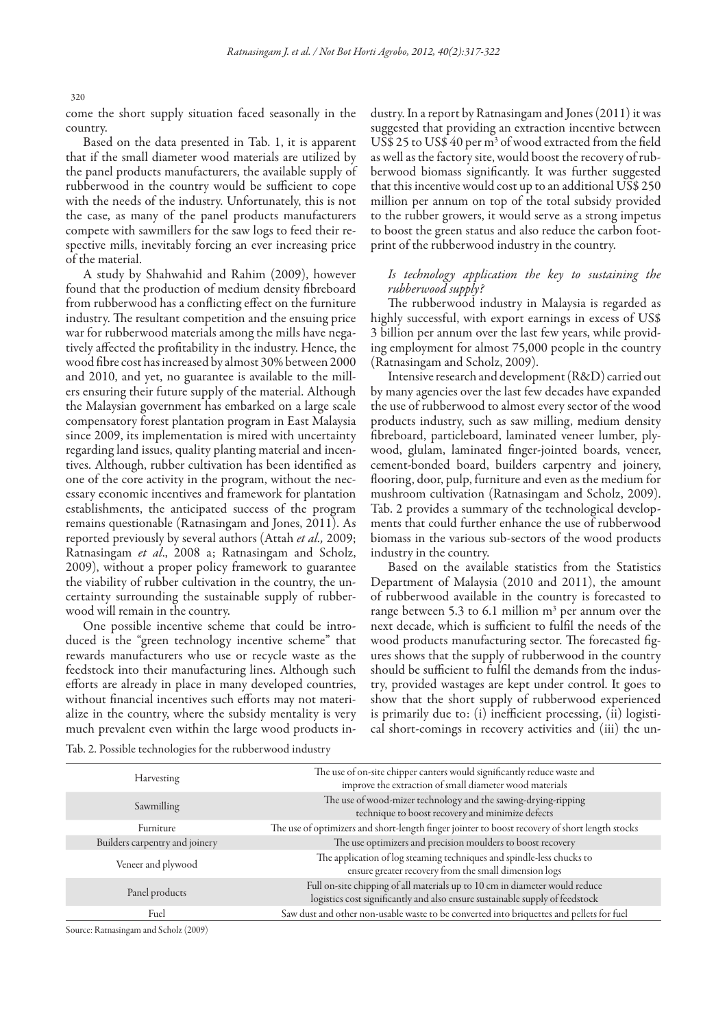come the short supply situation faced seasonally in the country.

Based on the data presented in Tab. 1, it is apparent that if the small diameter wood materials are utilized by the panel products manufacturers, the available supply of rubberwood in the country would be sufficient to cope with the needs of the industry. Unfortunately, this is not the case, as many of the panel products manufacturers compete with sawmillers for the saw logs to feed their respective mills, inevitably forcing an ever increasing price of the material.

A study by Shahwahid and Rahim (2009), however found that the production of medium density fibreboard from rubberwood has a conflicting effect on the furniture industry. The resultant competition and the ensuing price war for rubberwood materials among the mills have negatively affected the profitability in the industry. Hence, the wood fibre cost has increased by almost 30% between 2000 and 2010, and yet, no guarantee is available to the millers ensuring their future supply of the material. Although the Malaysian government has embarked on a large scale compensatory forest plantation program in East Malaysia since 2009, its implementation is mired with uncertainty regarding land issues, quality planting material and incentives. Although, rubber cultivation has been identified as one of the core activity in the program, without the necessary economic incentives and framework for plantation establishments, the anticipated success of the program remains questionable (Ratnasingam and Jones, 2011). As reported previously by several authors (Attah *et al.,* 2009; Ratnasingam *et al*., 2008 a; Ratnasingam and Scholz, 2009), without a proper policy framework to guarantee the viability of rubber cultivation in the country, the uncertainty surrounding the sustainable supply of rubberwood will remain in the country.

One possible incentive scheme that could be introduced is the "green technology incentive scheme" that rewards manufacturers who use or recycle waste as the feedstock into their manufacturing lines. Although such efforts are already in place in many developed countries, without financial incentives such efforts may not materialize in the country, where the subsidy mentality is very much prevalent even within the large wood products industry. In a report by Ratnasingam and Jones (2011) it was suggested that providing an extraction incentive between US$ 25 to US$ 40 per m$^3$ of wood extracted from the field as well as the factory site, would boost the recovery of rubberwood biomass significantly. It was further suggested that this incentive would cost up to an additional US$ 250 million per annum on top of the total subsidy provided to the rubber growers, it would serve as a strong impetus to boost the green status and also reduce the carbon footprint of the rubberwood industry in the country.

### *Is technology application the key to sustaining the rubberwood supply?*

The rubberwood industry in Malaysia is regarded as highly successful, with export earnings in excess of US$ 3 billion per annum over the last few years, while providing employment for almost 75,000 people in the country (Ratnasingam and Scholz, 2009).

Intensive research and development (R&D) carried out by many agencies over the last few decades have expanded the use of rubberwood to almost every sector of the wood products industry, such as saw milling, medium density fibreboard, particleboard, laminated veneer lumber, plywood, glulam, laminated finger-jointed boards, veneer, cement-bonded board, builders carpentry and joinery, flooring, door, pulp, furniture and even as the medium for mushroom cultivation (Ratnasingam and Scholz, 2009). Tab. 2 provides a summary of the technological developments that could further enhance the use of rubberwood biomass in the various sub-sectors of the wood products industry in the country.

Based on the available statistics from the Statistics Department of Malaysia (2010 and 2011), the amount of rubberwood available in the country is forecasted to range between 5.3 to 6.1 million m$^3$ per annum over the next decade, which is sufficient to fulfil the needs of the wood products manufacturing sector. The forecasted figures shows that the supply of rubberwood in the country should be sufficient to fulfil the demands from the industry, provided wastages are kept under control. It goes to show that the short supply of rubberwood experienced is primarily due to: (i) inefficient processing, (ii) logistical short-comings in recovery activities and (iii) the un-

Tab. 2. Possible technologies for the rubberwood industry

| | |
|---|---|
| Harvesting | The use of on-site chipper canters would significantly reduce waste and improve the extraction of small diameter wood materials |
| Sawmilling | The use of wood-mizer technology and the sawing-drying-ripping technique to boost recovery and minimize defects |
| Furniture | The use of optimizers and short-length finger jointer to boost recovery of short length stocks |
| Builders carpentry and joinery | The use optimizers and precision moulders to boost recovery |
| Veneer and plywood | The application of log steaming techniques and spindle-less chucks to ensure greater recovery from the small dimension logs |
| Panel products | Full on-site chipping of all materials up to 10 cm in diameter would reduce logistics cost significantly and also ensure sustainable supply of feedstock |
| Fuel | Saw dust and other non-usable waste to be converted into briquettes and pellets for fuel |

Source: Ratnasingam and Scholz (2009)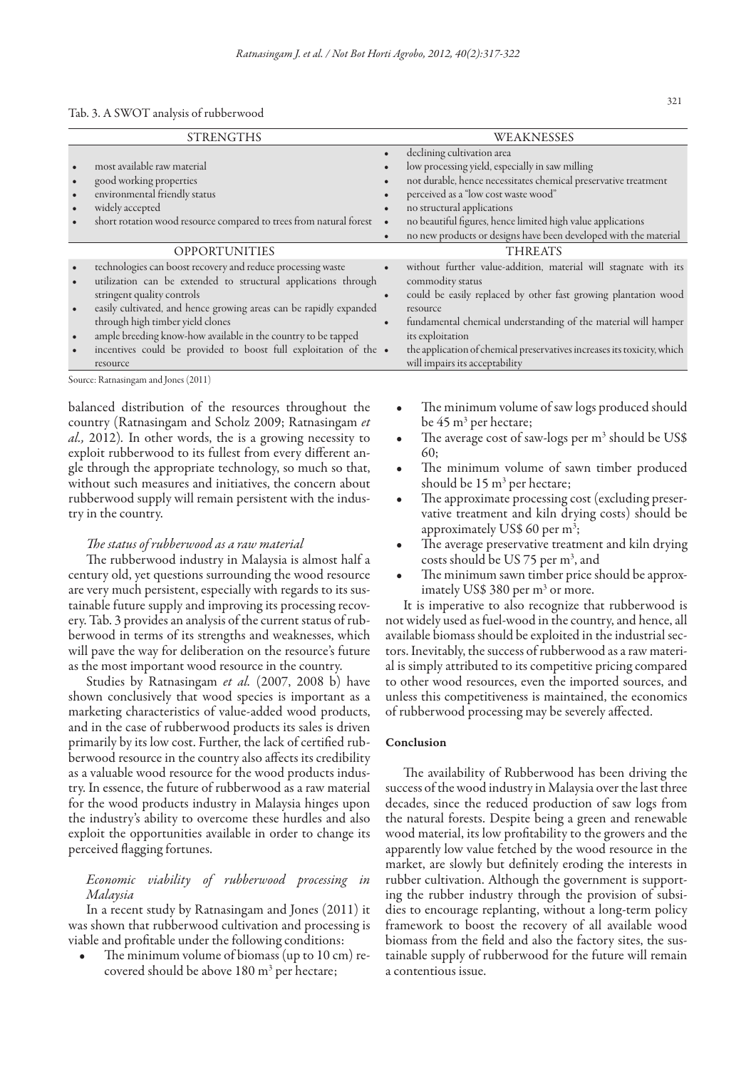Tab. 3. A SWOT analysis of rubberwood

| STRENGTHS | WEAKNESSES |
|---|---|
| • most available raw material<br>• good working properties<br>• environmental friendly status<br>• widely accepted<br>• short rotation wood resource compared to trees from natural forest | • declining cultivation area<br>• low processing yield, especially in saw milling<br>• not durable, hence necessitates chemical preservative treatment<br>• perceived as a "low cost waste wood"<br>• no structural applications<br>• no beautiful figures, hence limited high value applications<br>• no new products or designs have been developed with the material |
| **OPPORTUNITIES** | **THREATS** |
| • technologies can boost recovery and reduce processing waste<br>• utilization can be extended to structural applications through stringent quality controls<br>• easily cultivated, and hence growing areas can be rapidly expanded through high timber yield clones<br>• ample breeding know-how available in the country to be tapped<br>• incentives could be provided to boost full exploitation of the resource | • without further value-addition, material will stagnate with its commodity status<br>• could be easily replaced by other fast growing plantation wood resource<br>• fundamental chemical understanding of the material will hamper its exploitation<br>• the application of chemical preservatives increases its toxicity, which will impairs its acceptability |

Source: Ratnasingam and Jones (2011)

balanced distribution of the resources throughout the country (Ratnasingam and Scholz 2009; Ratnasingam *et al.,* 2012). In other words, the is a growing necessity to exploit rubberwood to its fullest from every different angle through the appropriate technology, so much so that, without such measures and initiatives, the concern about rubberwood supply will remain persistent with the industry in the country.

### *The status of rubberwood as a raw material*

The rubberwood industry in Malaysia is almost half a century old, yet questions surrounding the wood resource are very much persistent, especially with regards to its sustainable future supply and improving its processing recovery. Tab. 3 provides an analysis of the current status of rubberwood in terms of its strengths and weaknesses, which will pave the way for deliberation on the resource's future as the most important wood resource in the country.

Studies by Ratnasingam *et al.* (2007, 2008 b) have shown conclusively that wood species is important as a marketing characteristics of value-added wood products, and in the case of rubberwood products its sales is driven primarily by its low cost. Further, the lack of certified rubberwood resource in the country also affects its credibility as a valuable wood resource for the wood products industry. In essence, the future of rubberwood as a raw material for the wood products industry in Malaysia hinges upon the industry's ability to overcome these hurdles and also exploit the opportunities available in order to change its perceived flagging fortunes.

### *Economic viability of rubberwood processing in Malaysia*

In a recent study by Ratnasingam and Jones (2011) it was shown that rubberwood cultivation and processing is viable and profitable under the following conditions:

- The minimum volume of biomass (up to 10 cm) recovered should be above 180 $m^3$ per hectare;
- The minimum volume of saw logs produced should be 45 $m^3$ per hectare;
- The average cost of saw-logs per $m^3$ should be US$ 60;
- The minimum volume of sawn timber produced should be 15 $m^3$ per hectare;
- The approximate processing cost (excluding preservative treatment and kiln drying costs) should be approximately US$ 60 per $m^3$;
- The average preservative treatment and kiln drying costs should be US 75 per $m^3$, and
- The minimum sawn timber price should be approximately US$ 380 per $m^3$ or more.

It is imperative to also recognize that rubberwood is not widely used as fuel-wood in the country, and hence, all available biomass should be exploited in the industrial sectors. Inevitably, the success of rubberwood as a raw material is simply attributed to its competitive pricing compared to other wood resources, even the imported sources, and unless this competitiveness is maintained, the economics of rubberwood processing may be severely affected.

## Conclusion

The availability of Rubberwood has been driving the success of the wood industry in Malaysia over the last three decades, since the reduced production of saw logs from the natural forests. Despite being a green and renewable wood material, its low profitability to the growers and the apparently low value fetched by the wood resource in the market, are slowly but definitely eroding the interests in rubber cultivation. Although the government is supporting the rubber industry through the provision of subsidies to encourage replanting, without a long-term policy framework to boost the recovery of all available wood biomass from the field and also the factory sites, the sustainable supply of rubberwood for the future will remain a contentious issue.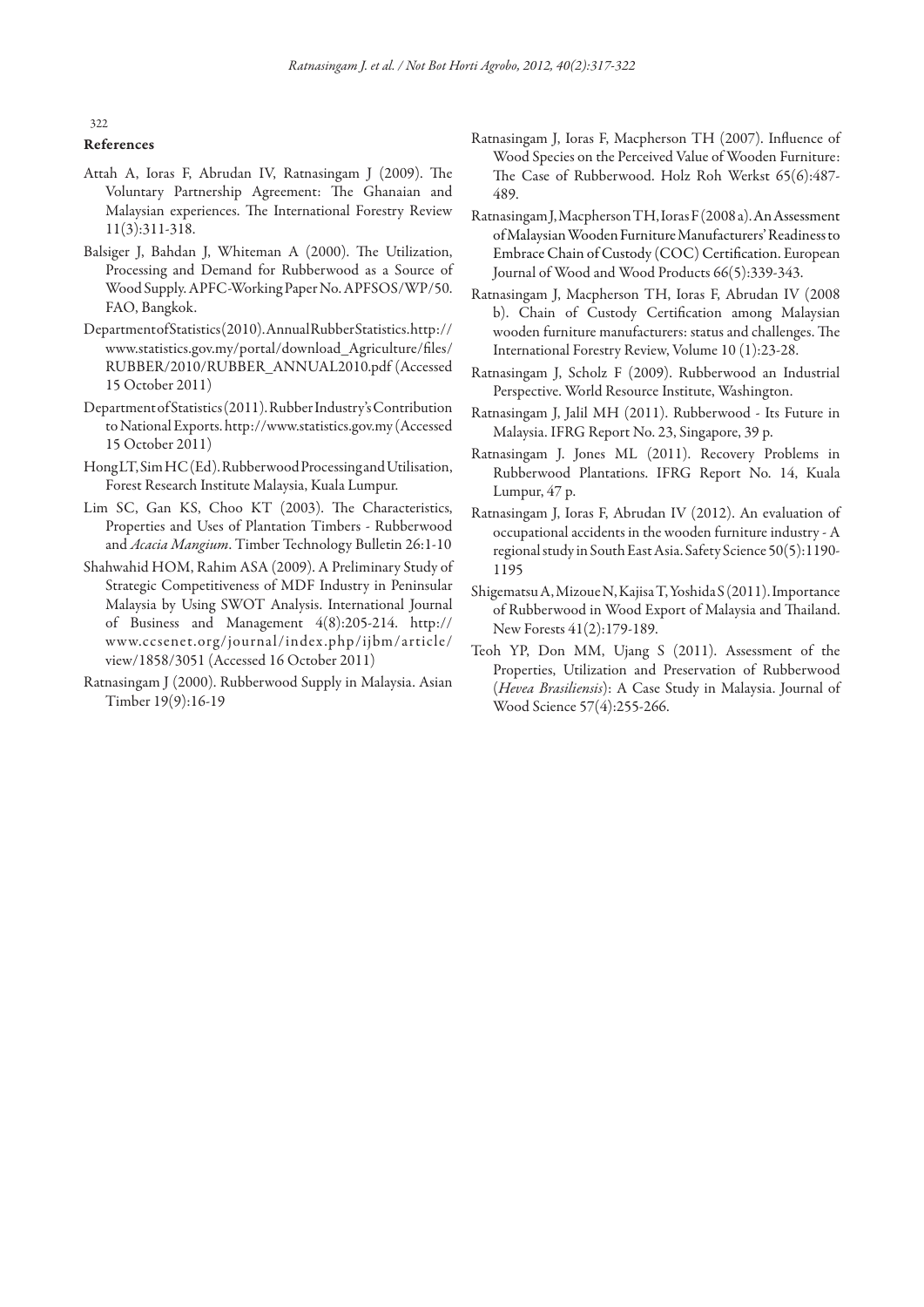## References

Attah A, Ioras F, Abrudan IV, Ratnasingam J (2009). The Voluntary Partnership Agreement: The Ghanaian and Malaysian experiences. The International Forestry Review 11(3):311-318.

Balsiger J, Bahdan J, Whiteman A (2000). The Utilization, Processing and Demand for Rubberwood as a Source of Wood Supply. APFC-Working Paper No. APFSOS/WP/50. FAO, Bangkok.

Department of Statistics (2010). Annual Rubber Statistics. http://www.statistics.gov.my/portal/download_Agriculture/files/RUBBER/2010/RUBBER_ANNUAL2010.pdf (Accessed 15 October 2011)

Department of Statistics (2011). Rubber Industry's Contribution to National Exports. http://www.statistics.gov.my (Accessed 15 October 2011)

Hong LT, Sim HC (Ed). Rubberwood Processing and Utilisation, Forest Research Institute Malaysia, Kuala Lumpur.

Lim SC, Gan KS, Choo KT (2003). The Characteristics, Properties and Uses of Plantation Timbers - Rubberwood and *Acacia Mangium*. Timber Technology Bulletin 26:1-10

Shahwahid HOM, Rahim ASA (2009). A Preliminary Study of Strategic Competitiveness of MDF Industry in Peninsular Malaysia by Using SWOT Analysis. International Journal of Business and Management 4(8):205-214. http://www.ccsenet.org/journal/index.php/ijbm/article/view/1858/3051 (Accessed 16 October 2011)

Ratnasingam J (2000). Rubberwood Supply in Malaysia. Asian Timber 19(9):16-19

Ratnasingam J, Ioras F, Macpherson TH (2007). Influence of Wood Species on the Perceived Value of Wooden Furniture: The Case of Rubberwood. Holz Roh Werkst 65(6):487-489.

Ratnasingam J, Macpherson TH, Ioras F (2008 a). An Assessment of Malaysian Wooden Furniture Manufacturers' Readiness to Embrace Chain of Custody (COC) Certification. European Journal of Wood and Wood Products 66(5):339-343.

Ratnasingam J, Macpherson TH, Ioras F, Abrudan IV (2008 b). Chain of Custody Certification among Malaysian wooden furniture manufacturers: status and challenges. The International Forestry Review, Volume 10 (1):23-28.

Ratnasingam J, Scholz F (2009). Rubberwood an Industrial Perspective. World Resource Institute, Washington.

Ratnasingam J, Jalil MH (2011). Rubberwood - Its Future in Malaysia. IFRG Report No. 23, Singapore, 39 p.

Ratnasingam J. Jones ML (2011). Recovery Problems in Rubberwood Plantations. IFRG Report No. 14, Kuala Lumpur, 47 p.

Ratnasingam J, Ioras F, Abrudan IV (2012). An evaluation of occupational accidents in the wooden furniture industry - A regional study in South East Asia. Safety Science 50(5):1190-1195

Shigematsu A, Mizoue N, Kajisa T, Yoshida S (2011). Importance of Rubberwood in Wood Export of Malaysia and Thailand. New Forests 41(2):179-189.

Teoh YP, Don MM, Ujang S (2011). Assessment of the Properties, Utilization and Preservation of Rubberwood (*Hevea Brasiliensis*): A Case Study in Malaysia. Journal of Wood Science 57(4):255-266.